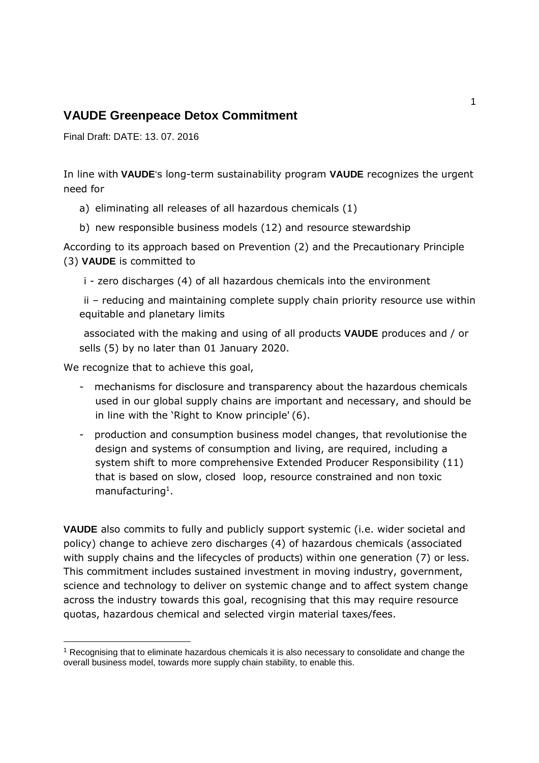## VAUDE Greenpeace Detox Commitment

Final Draft: DATE: 13. 07. 2016

In line with **VAUDE**'s long-term sustainability program **VAUDE** recognizes the urgent need for

a) eliminating all releases of all hazardous chemicals (1)

b) new responsible business models (12) and resource stewardship

According to its approach based on Prevention (2) and the Precautionary Principle (3) **VAUDE** is committed to

i - zero discharges (4) of all hazardous chemicals into the environment

ii – reducing and maintaining complete supply chain priority resource use within equitable and planetary limits

associated with the making and using of all products **VAUDE** produces and / or sells (5) by no later than 01 January 2020.

We recognize that to achieve this goal,

- mechanisms for disclosure and transparency about the hazardous chemicals used in our global supply chains are important and necessary, and should be in line with the 'Right to Know principle' (6).
- production and consumption business model changes, that revolutionise the design and systems of consumption and living, are required, including a system shift to more comprehensive Extended Producer Responsibility (11) that is based on slow, closed loop, resource constrained and non toxic manufacturing[1].

**VAUDE** also commits to fully and publicly support systemic (i.e. wider societal and policy) change to achieve zero discharges (4) of hazardous chemicals (associated with supply chains and the lifecycles of products) within one generation (7) or less. This commitment includes sustained investment in moving industry, government, science and technology to deliver on systemic change and to affect system change across the industry towards this goal, recognising that this may require resource quotas, hazardous chemical and selected virgin material taxes/fees.

---

[1] Recognising that to eliminate hazardous chemicals it is also necessary to consolidate and change the overall business model, towards more supply chain stability, to enable this.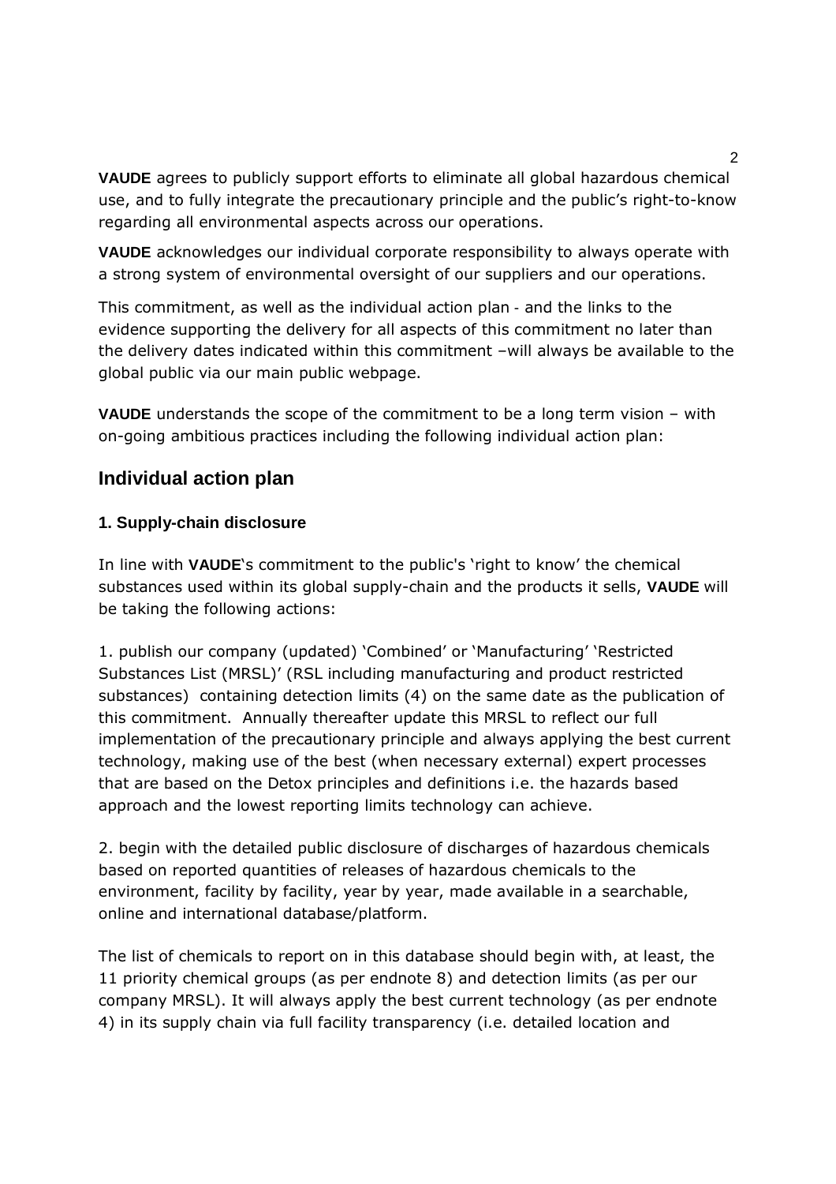**VAUDE** agrees to publicly support efforts to eliminate all global hazardous chemical use, and to fully integrate the precautionary principle and the public's right-to-know regarding all environmental aspects across our operations.

**VAUDE** acknowledges our individual corporate responsibility to always operate with a strong system of environmental oversight of our suppliers and our operations.

This commitment, as well as the individual action plan - and the links to the evidence supporting the delivery for all aspects of this commitment no later than the delivery dates indicated within this commitment –will always be available to the global public via our main public webpage.

**VAUDE** understands the scope of the commitment to be a long term vision – with on-going ambitious practices including the following individual action plan:

## Individual action plan

### 1. Supply-chain disclosure

In line with **VAUDE**'s commitment to the public's 'right to know' the chemical substances used within its global supply-chain and the products it sells, **VAUDE** will be taking the following actions:

1. publish our company (updated) 'Combined' or 'Manufacturing' 'Restricted Substances List (MRSL)' (RSL including manufacturing and product restricted substances) containing detection limits (4) on the same date as the publication of this commitment. Annually thereafter update this MRSL to reflect our full implementation of the precautionary principle and always applying the best current technology, making use of the best (when necessary external) expert processes that are based on the Detox principles and definitions i.e. the hazards based approach and the lowest reporting limits technology can achieve.

2. begin with the detailed public disclosure of discharges of hazardous chemicals based on reported quantities of releases of hazardous chemicals to the environment, facility by facility, year by year, made available in a searchable, online and international database/platform.

The list of chemicals to report on in this database should begin with, at least, the 11 priority chemical groups (as per endnote 8) and detection limits (as per our company MRSL). It will always apply the best current technology (as per endnote 4) in its supply chain via full facility transparency (i.e. detailed location and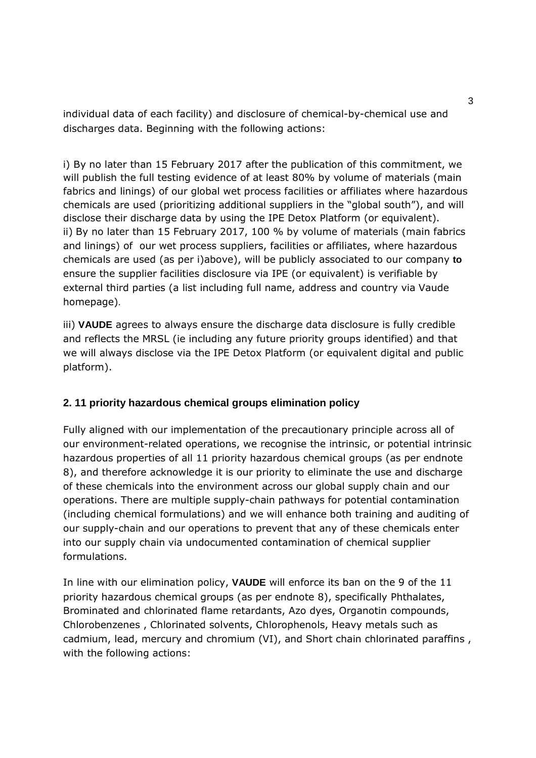individual data of each facility) and disclosure of chemical-by-chemical use and discharges data. Beginning with the following actions:

i) By no later than 15 February 2017 after the publication of this commitment, we will publish the full testing evidence of at least 80% by volume of materials (main fabrics and linings) of our global wet process facilities or affiliates where hazardous chemicals are used (prioritizing additional suppliers in the "global south"), and will disclose their discharge data by using the IPE Detox Platform (or equivalent).
ii) By no later than 15 February 2017, 100 % by volume of materials (main fabrics and linings) of our wet process suppliers, facilities or affiliates, where hazardous chemicals are used (as per i)above), will be publicly associated to our company **to** ensure the supplier facilities disclosure via IPE (or equivalent) is verifiable by external third parties (a list including full name, address and country via Vaude homepage).

iii) **VAUDE** agrees to always ensure the discharge data disclosure is fully credible and reflects the MRSL (ie including any future priority groups identified) and that we will always disclose via the IPE Detox Platform (or equivalent digital and public platform).

## 2. 11 priority hazardous chemical groups elimination policy

Fully aligned with our implementation of the precautionary principle across all of our environment-related operations, we recognise the intrinsic, or potential intrinsic hazardous properties of all 11 priority hazardous chemical groups (as per endnote 8), and therefore acknowledge it is our priority to eliminate the use and discharge of these chemicals into the environment across our global supply chain and our operations. There are multiple supply-chain pathways for potential contamination (including chemical formulations) and we will enhance both training and auditing of our supply-chain and our operations to prevent that any of these chemicals enter into our supply chain via undocumented contamination of chemical supplier formulations.

In line with our elimination policy, **VAUDE** will enforce its ban on the 9 of the 11 priority hazardous chemical groups (as per endnote 8), specifically Phthalates, Brominated and chlorinated flame retardants, Azo dyes, Organotin compounds, Chlorobenzenes , Chlorinated solvents, Chlorophenols, Heavy metals such as cadmium, lead, mercury and chromium (VI), and Short chain chlorinated paraffins , with the following actions: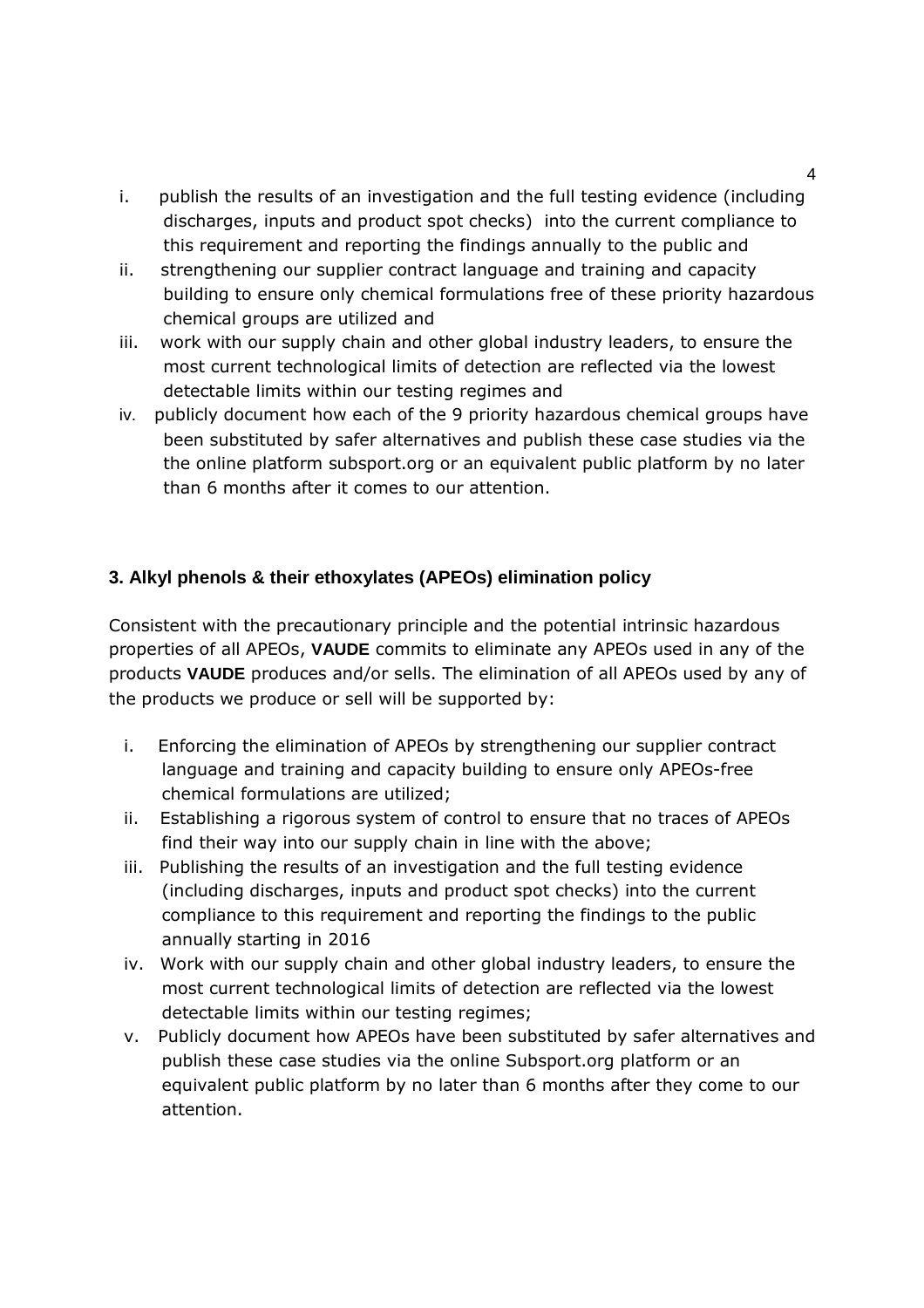i. publish the results of an investigation and the full testing evidence (including discharges, inputs and product spot checks) into the current compliance to this requirement and reporting the findings annually to the public and
ii. strengthening our supplier contract language and training and capacity building to ensure only chemical formulations free of these priority hazardous chemical groups are utilized and
iii. work with our supply chain and other global industry leaders, to ensure the most current technological limits of detection are reflected via the lowest detectable limits within our testing regimes and
iv. publicly document how each of the 9 priority hazardous chemical groups have been substituted by safer alternatives and publish these case studies via the the online platform subsport.org or an equivalent public platform by no later than 6 months after it comes to our attention.

### 3. Alkyl phenols & their ethoxylates (APEOs) elimination policy

Consistent with the precautionary principle and the potential intrinsic hazardous properties of all APEOs, **VAUDE** commits to eliminate any APEOs used in any of the products **VAUDE** produces and/or sells. The elimination of all APEOs used by any of the products we produce or sell will be supported by:

i. Enforcing the elimination of APEOs by strengthening our supplier contract language and training and capacity building to ensure only APEOs-free chemical formulations are utilized;
ii. Establishing a rigorous system of control to ensure that no traces of APEOs find their way into our supply chain in line with the above;
iii. Publishing the results of an investigation and the full testing evidence (including discharges, inputs and product spot checks) into the current compliance to this requirement and reporting the findings to the public annually starting in 2016
iv. Work with our supply chain and other global industry leaders, to ensure the most current technological limits of detection are reflected via the lowest detectable limits within our testing regimes;
v. Publicly document how APEOs have been substituted by safer alternatives and publish these case studies via the online Subsport.org platform or an equivalent public platform by no later than 6 months after they come to our attention.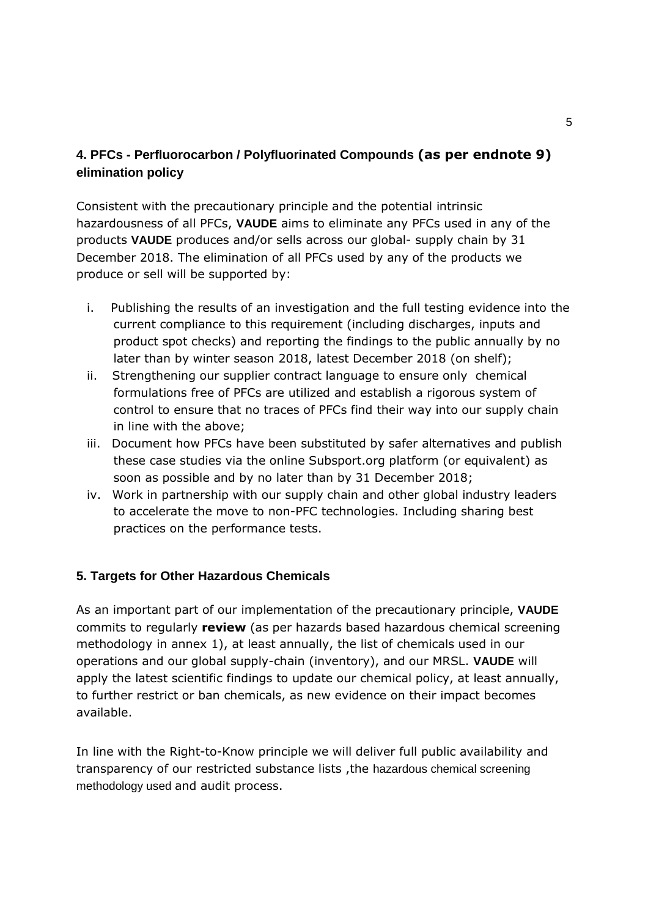## 4. PFCs - Perfluorocarbon / Polyfluorinated Compounds (as per endnote 9) elimination policy

Consistent with the precautionary principle and the potential intrinsic hazardousness of all PFCs, **VAUDE** aims to eliminate any PFCs used in any of the products **VAUDE** produces and/or sells across our global- supply chain by 31 December 2018. The elimination of all PFCs used by any of the products we produce or sell will be supported by:

i. Publishing the results of an investigation and the full testing evidence into the current compliance to this requirement (including discharges, inputs and product spot checks) and reporting the findings to the public annually by no later than by winter season 2018, latest December 2018 (on shelf);
ii. Strengthening our supplier contract language to ensure only chemical formulations free of PFCs are utilized and establish a rigorous system of control to ensure that no traces of PFCs find their way into our supply chain in line with the above;
iii. Document how PFCs have been substituted by safer alternatives and publish these case studies via the online Subsport.org platform (or equivalent) as soon as possible and by no later than by 31 December 2018;
iv. Work in partnership with our supply chain and other global industry leaders to accelerate the move to non-PFC technologies. Including sharing best practices on the performance tests.

## 5. Targets for Other Hazardous Chemicals

As an important part of our implementation of the precautionary principle, **VAUDE** commits to regularly **review** (as per hazards based hazardous chemical screening methodology in annex 1), at least annually, the list of chemicals used in our operations and our global supply-chain (inventory), and our MRSL. **VAUDE** will apply the latest scientific findings to update our chemical policy, at least annually, to further restrict or ban chemicals, as new evidence on their impact becomes available.

In line with the Right-to-Know principle we will deliver full public availability and transparency of our restricted substance lists ,the hazardous chemical screening methodology used and audit process.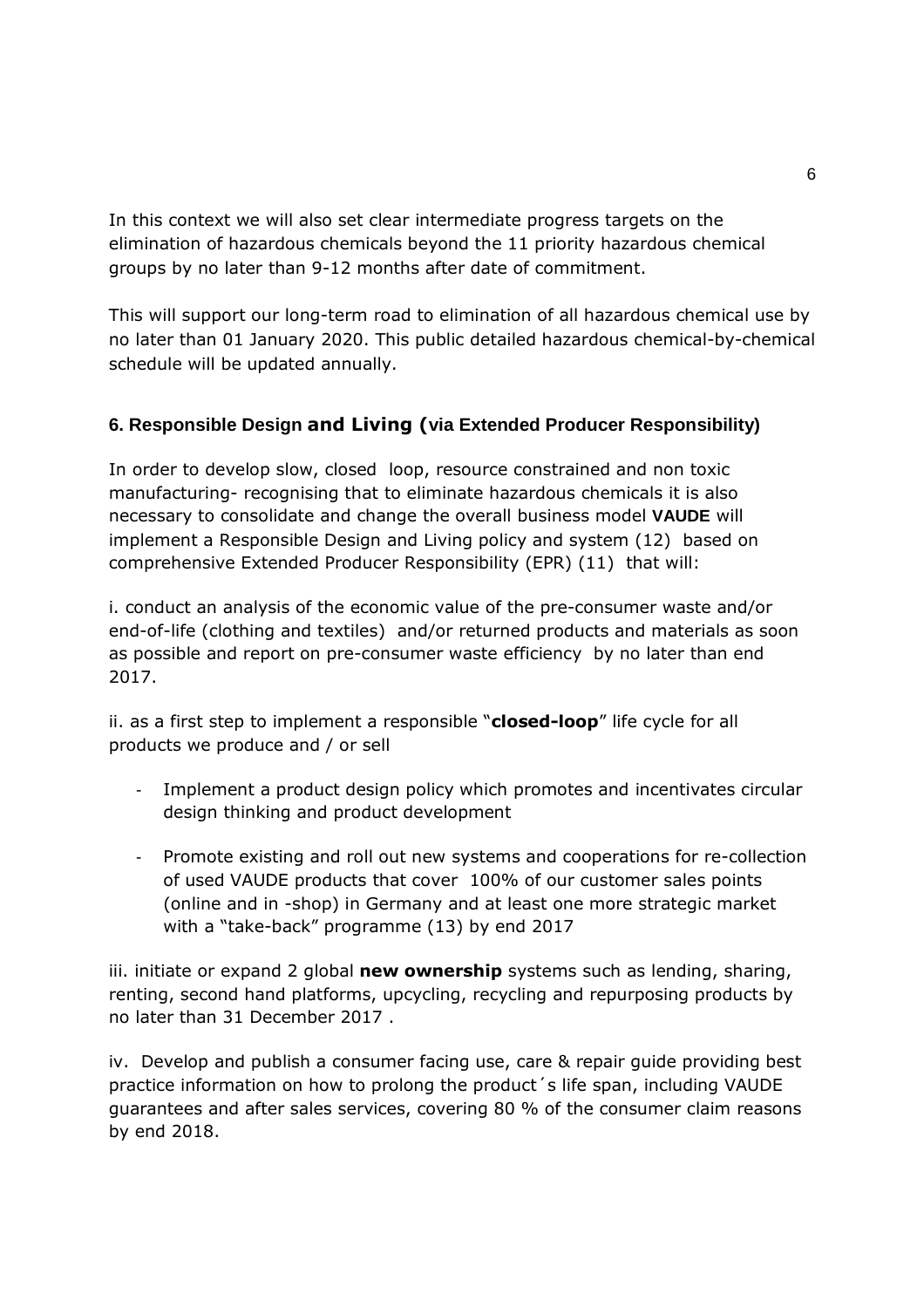In this context we will also set clear intermediate progress targets on the elimination of hazardous chemicals beyond the 11 priority hazardous chemical groups by no later than 9-12 months after date of commitment.

This will support our long-term road to elimination of all hazardous chemical use by no later than 01 January 2020. This public detailed hazardous chemical-by-chemical schedule will be updated annually.

### 6. Responsible Design and Living (via Extended Producer Responsibility)

In order to develop slow, closed loop, resource constrained and non toxic manufacturing- recognising that to eliminate hazardous chemicals it is also necessary to consolidate and change the overall business model **VAUDE** will implement a Responsible Design and Living policy and system (12) based on comprehensive Extended Producer Responsibility (EPR) (11) that will:

i. conduct an analysis of the economic value of the pre-consumer waste and/or end-of-life (clothing and textiles) and/or returned products and materials as soon as possible and report on pre-consumer waste efficiency by no later than end 2017.

ii. as a first step to implement a responsible "**closed-loop**" life cycle for all products we produce and / or sell

- Implement a product design policy which promotes and incentivates circular design thinking and product development
- Promote existing and roll out new systems and cooperations for re-collection of used VAUDE products that cover 100% of our customer sales points (online and in -shop) in Germany and at least one more strategic market with a "take-back" programme (13) by end 2017

iii. initiate or expand 2 global **new ownership** systems such as lending, sharing, renting, second hand platforms, upcycling, recycling and repurposing products by no later than 31 December 2017 .

iv. Develop and publish a consumer facing use, care & repair guide providing best practice information on how to prolong the product´s life span, including VAUDE guarantees and after sales services, covering 80 % of the consumer claim reasons by end 2018.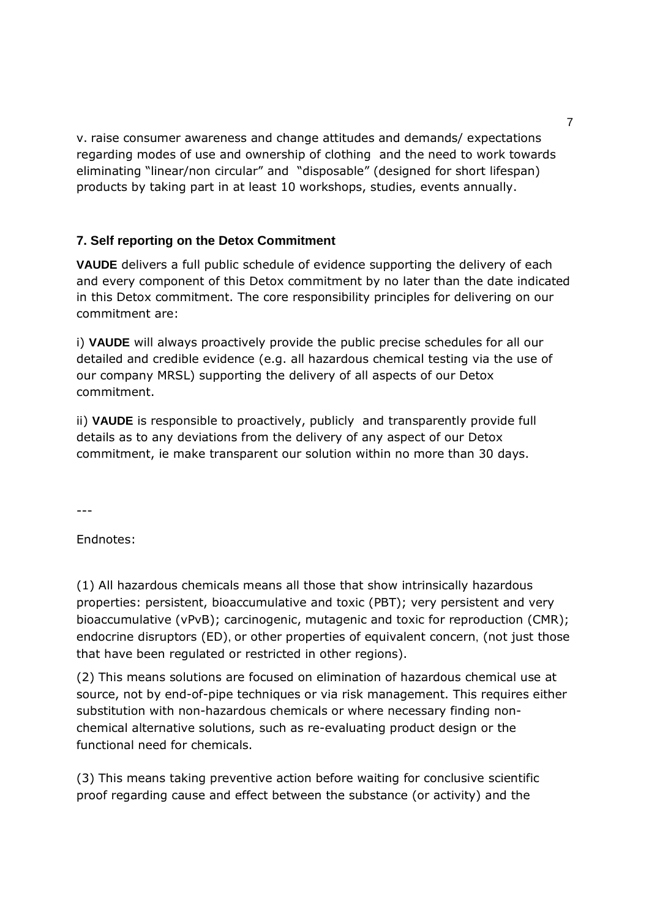v. raise consumer awareness and change attitudes and demands/ expectations regarding modes of use and ownership of clothing and the need to work towards eliminating "linear/non circular" and "disposable" (designed for short lifespan) products by taking part in at least 10 workshops, studies, events annually.

### 7. Self reporting on the Detox Commitment

**VAUDE** delivers a full public schedule of evidence supporting the delivery of each and every component of this Detox commitment by no later than the date indicated in this Detox commitment. The core responsibility principles for delivering on our commitment are:

i) **VAUDE** will always proactively provide the public precise schedules for all our detailed and credible evidence (e.g. all hazardous chemical testing via the use of our company MRSL) supporting the delivery of all aspects of our Detox commitment.

ii) **VAUDE** is responsible to proactively, publicly and transparently provide full details as to any deviations from the delivery of any aspect of our Detox commitment, ie make transparent our solution within no more than 30 days.

---

Endnotes:

(1) All hazardous chemicals means all those that show intrinsically hazardous properties: persistent, bioaccumulative and toxic (PBT); very persistent and very bioaccumulative (vPvB); carcinogenic, mutagenic and toxic for reproduction (CMR); endocrine disruptors (ED), or other properties of equivalent concern, (not just those that have been regulated or restricted in other regions).

(2) This means solutions are focused on elimination of hazardous chemical use at source, not by end-of-pipe techniques or via risk management. This requires either substitution with non-hazardous chemicals or where necessary finding non-chemical alternative solutions, such as re-evaluating product design or the functional need for chemicals.

(3) This means taking preventive action before waiting for conclusive scientific proof regarding cause and effect between the substance (or activity) and the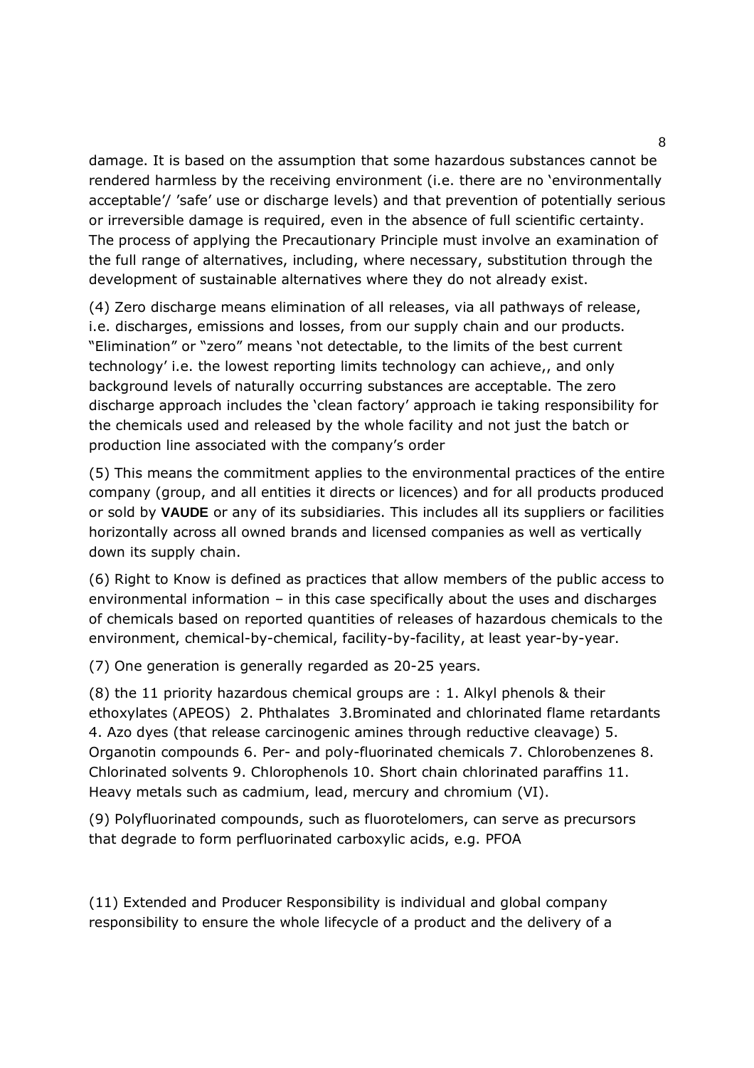damage. It is based on the assumption that some hazardous substances cannot be rendered harmless by the receiving environment (i.e. there are no 'environmentally acceptable'/ 'safe' use or discharge levels) and that prevention of potentially serious or irreversible damage is required, even in the absence of full scientific certainty. The process of applying the Precautionary Principle must involve an examination of the full range of alternatives, including, where necessary, substitution through the development of sustainable alternatives where they do not already exist.

(4) Zero discharge means elimination of all releases, via all pathways of release, i.e. discharges, emissions and losses, from our supply chain and our products. "Elimination" or "zero" means 'not detectable, to the limits of the best current technology' i.e. the lowest reporting limits technology can achieve,, and only background levels of naturally occurring substances are acceptable. The zero discharge approach includes the 'clean factory' approach ie taking responsibility for the chemicals used and released by the whole facility and not just the batch or production line associated with the company's order

(5) This means the commitment applies to the environmental practices of the entire company (group, and all entities it directs or licences) and for all products produced or sold by **VAUDE** or any of its subsidiaries. This includes all its suppliers or facilities horizontally across all owned brands and licensed companies as well as vertically down its supply chain.

(6) Right to Know is defined as practices that allow members of the public access to environmental information – in this case specifically about the uses and discharges of chemicals based on reported quantities of releases of hazardous chemicals to the environment, chemical-by-chemical, facility-by-facility, at least year-by-year.

(7) One generation is generally regarded as 20-25 years.

(8) the 11 priority hazardous chemical groups are : 1. Alkyl phenols & their ethoxylates (APEOS) 2. Phthalates 3.Brominated and chlorinated flame retardants 4. Azo dyes (that release carcinogenic amines through reductive cleavage) 5. Organotin compounds 6. Per- and poly-fluorinated chemicals 7. Chlorobenzenes 8. Chlorinated solvents 9. Chlorophenols 10. Short chain chlorinated paraffins 11. Heavy metals such as cadmium, lead, mercury and chromium (VI).

(9) Polyfluorinated compounds, such as fluorotelomers, can serve as precursors that degrade to form perfluorinated carboxylic acids, e.g. PFOA

(11) Extended and Producer Responsibility is individual and global company responsibility to ensure the whole lifecycle of a product and the delivery of a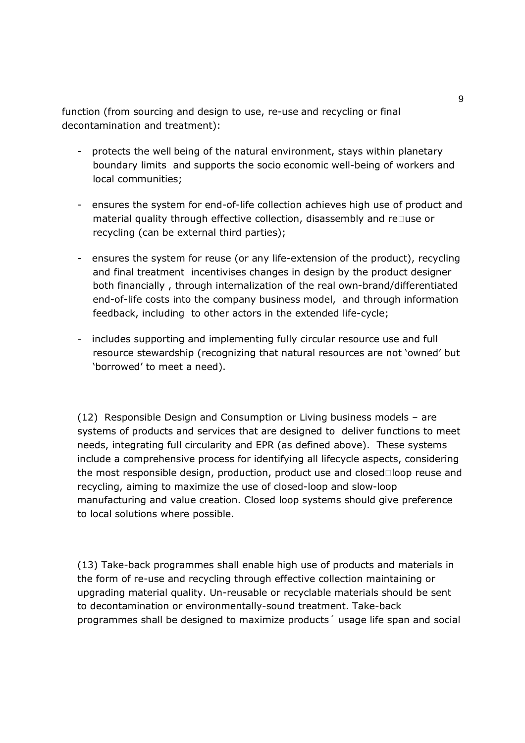function (from sourcing and design to use, re-use and recycling or final decontamination and treatment):

- protects the well being of the natural environment, stays within planetary boundary limits and supports the socio economic well-being of workers and local communities;
- ensures the system for end-of-life collection achieves high use of product and material quality through effective collection, disassembly and re-use or recycling (can be external third parties);
- ensures the system for reuse (or any life-extension of the product), recycling and final treatment incentivises changes in design by the product designer both financially , through internalization of the real own-brand/differentiated end-of-life costs into the company business model, and through information feedback, including to other actors in the extended life-cycle;
- includes supporting and implementing fully circular resource use and full resource stewardship (recognizing that natural resources are not 'owned' but 'borrowed' to meet a need).

(12) Responsible Design and Consumption or Living business models – are systems of products and services that are designed to deliver functions to meet needs, integrating full circularity and EPR (as defined above). These systems include a comprehensive process for identifying all lifecycle aspects, considering the most responsible design, production, product use and closed-loop reuse and recycling, aiming to maximize the use of closed-loop and slow-loop manufacturing and value creation. Closed loop systems should give preference to local solutions where possible.

(13) Take-back programmes shall enable high use of products and materials in the form of re-use and recycling through effective collection maintaining or upgrading material quality. Un-reusable or recyclable materials should be sent to decontamination or environmentally-sound treatment. Take-back programmes shall be designed to maximize products´ usage life span and social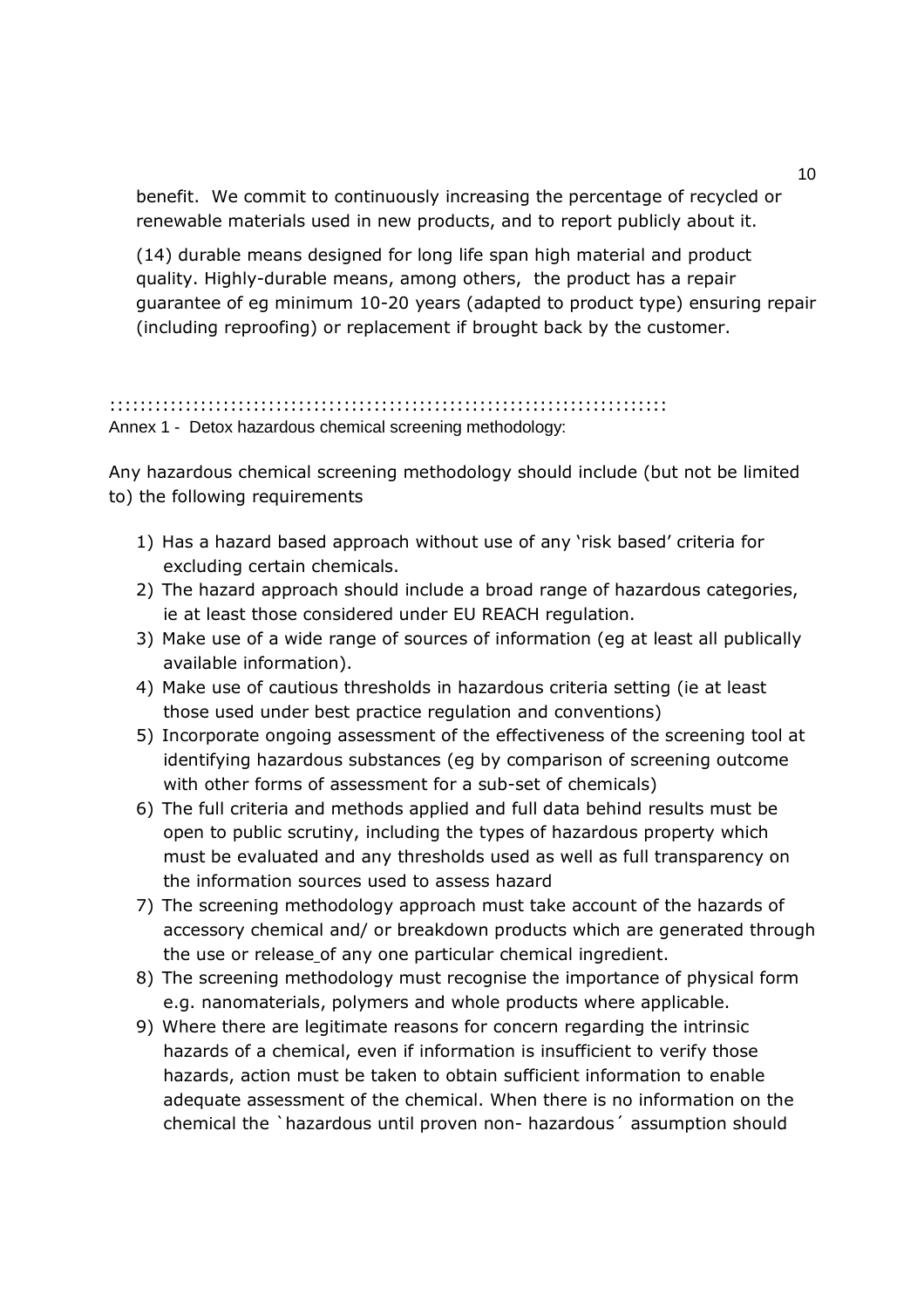benefit. We commit to continuously increasing the percentage of recycled or renewable materials used in new products, and to report publicly about it.

(14) durable means designed for long life span high material and product quality. Highly-durable means, among others, the product has a repair guarantee of eg minimum 10-20 years (adapted to product type) ensuring repair (including reproofing) or replacement if brought back by the customer.

::::::::::::::::::::::::::::::::::::::::::::::::::::::::::::::::::::::::::

Annex 1 - Detox hazardous chemical screening methodology:

Any hazardous chemical screening methodology should include (but not be limited to) the following requirements

1) Has a hazard based approach without use of any 'risk based' criteria for excluding certain chemicals.
2) The hazard approach should include a broad range of hazardous categories, ie at least those considered under EU REACH regulation.
3) Make use of a wide range of sources of information (eg at least all publically available information).
4) Make use of cautious thresholds in hazardous criteria setting (ie at least those used under best practice regulation and conventions)
5) Incorporate ongoing assessment of the effectiveness of the screening tool at identifying hazardous substances (eg by comparison of screening outcome with other forms of assessment for a sub-set of chemicals)
6) The full criteria and methods applied and full data behind results must be open to public scrutiny, including the types of hazardous property which must be evaluated and any thresholds used as well as full transparency on the information sources used to assess hazard
7) The screening methodology approach must take account of the hazards of accessory chemical and/ or breakdown products which are generated through the use or release of any one particular chemical ingredient.
8) The screening methodology must recognise the importance of physical form e.g. nanomaterials, polymers and whole products where applicable.
9) Where there are legitimate reasons for concern regarding the intrinsic hazards of a chemical, even if information is insufficient to verify those hazards, action must be taken to obtain sufficient information to enable adequate assessment of the chemical. When there is no information on the chemical the `hazardous until proven non- hazardous´ assumption should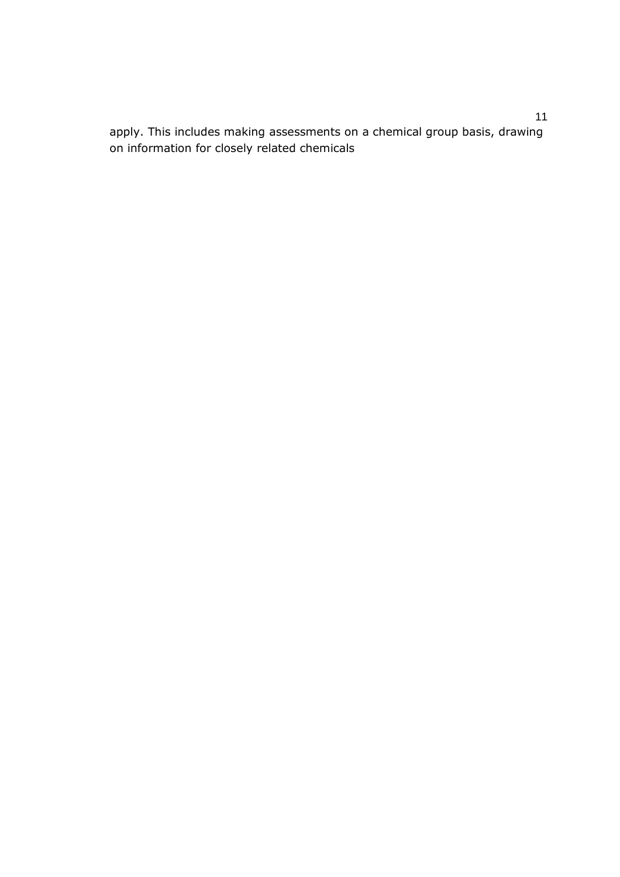apply. This includes making assessments on a chemical group basis, drawing on information for closely related chemicals